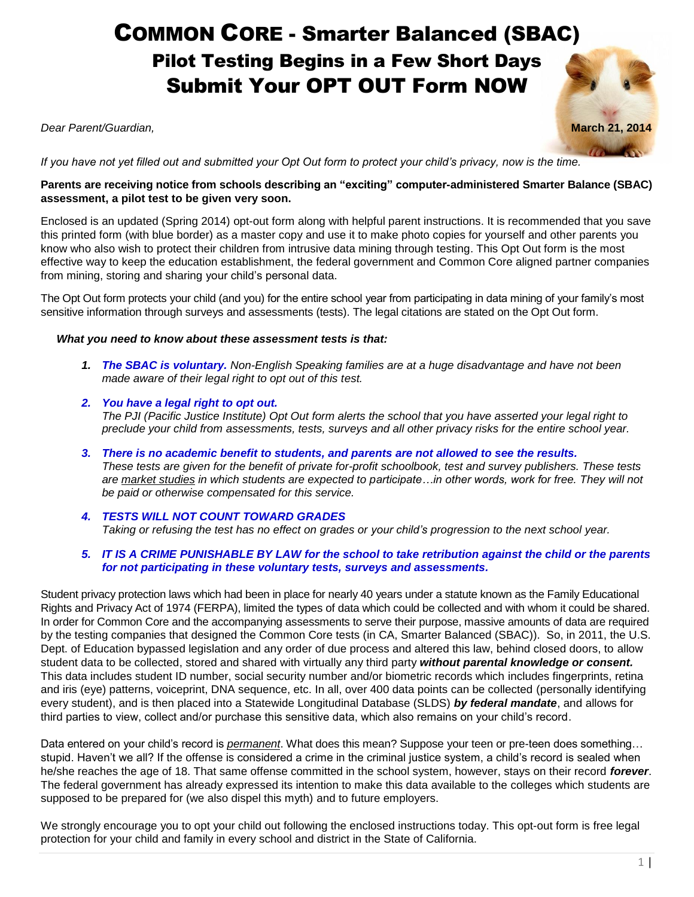# COMMON CORE - Smarter Balanced (SBAC)

## Pilot Testing Begins in a Few Short Days

## Submit Your OPT OUT Form NOW

*Dear Parent/Guardian,*

**March 21, 2014**

*If you have not yet filled out and submitted your Opt Out form to protect your child's privacy, now is the time.*

**Parents are receiving notice from schools describing an "exciting" computer-administered Smarter Balance (SBAC) assessment, a pilot test to be given very soon.**

Enclosed is an updated (Spring 2014) opt-out form along with helpful parent instructions. It is recommended that you save this printed form (with blue border) as a master copy and use it to make photo copies for yourself and other parents you know who also wish to protect their children from intrusive data mining through testing. This Opt Out form is the most effective way to keep the education establishment, the federal government and Common Core aligned partner companies from mining, storing and sharing your child's personal data.

The Opt Out form protects your child (and you) for the entire school year from participating in data mining of your family's most sensitive information through surveys and assessments (tests). The legal citations are stated on the Opt Out form.

***What you need to know about these assessment tests is that:***

1. ***The SBAC is voluntary.*** *Non-English Speaking families are at a huge disadvantage and have not been made aware of their legal right to opt out of this test.*
2. ***You have a legal right to opt out.***
   *The PJI (Pacific Justice Institute) Opt Out form alerts the school that you have asserted your legal right to preclude your child from assessments, tests, surveys and all other privacy risks for the entire school year.*
3. ***There is no academic benefit to students, and parents are not allowed to see the results.***
   *These tests are given for the benefit of private for-profit schoolbook, test and survey publishers. These tests are market studies in which students are expected to participate…in other words, work for free. They will not be paid or otherwise compensated for this service.*
4. ***TESTS WILL NOT COUNT TOWARD GRADES***
   *Taking or refusing the test has no effect on grades or your child's progression to the next school year.*
5. ***IT IS A CRIME PUNISHABLE BY LAW for the school to take retribution against the child or the parents for not participating in these voluntary tests, surveys and assessments.***

Student privacy protection laws which had been in place for nearly 40 years under a statute known as the Family Educational Rights and Privacy Act of 1974 (FERPA), limited the types of data which could be collected and with whom it could be shared. In order for Common Core and the accompanying assessments to serve their purpose, massive amounts of data are required by the testing companies that designed the Common Core tests (in CA, Smarter Balanced (SBAC)). So, in 2011, the U.S. Dept. of Education bypassed legislation and any order of due process and altered this law, behind closed doors, to allow student data to be collected, stored and shared with virtually any third party ***without parental knowledge or consent.*** This data includes student ID number, social security number and/or biometric records which includes fingerprints, retina and iris (eye) patterns, voiceprint, DNA sequence, etc. In all, over 400 data points can be collected (personally identifying every student), and is then placed into a Statewide Longitudinal Database (SLDS) ***by federal mandate***, and allows for third parties to view, collect and/or purchase this sensitive data, which also remains on your child's record.

Data entered on your child's record is *permanent*. What does this mean? Suppose your teen or pre-teen does something… stupid. Haven't we all? If the offense is considered a crime in the criminal justice system, a child's record is sealed when he/she reaches the age of 18. That same offense committed in the school system, however, stays on their record ***forever***. The federal government has already expressed its intention to make this data available to the colleges which students are supposed to be prepared for (we also dispel this myth) and to future employers.

We strongly encourage you to opt your child out following the enclosed instructions today. This opt-out form is free legal protection for your child and family in every school and district in the State of California.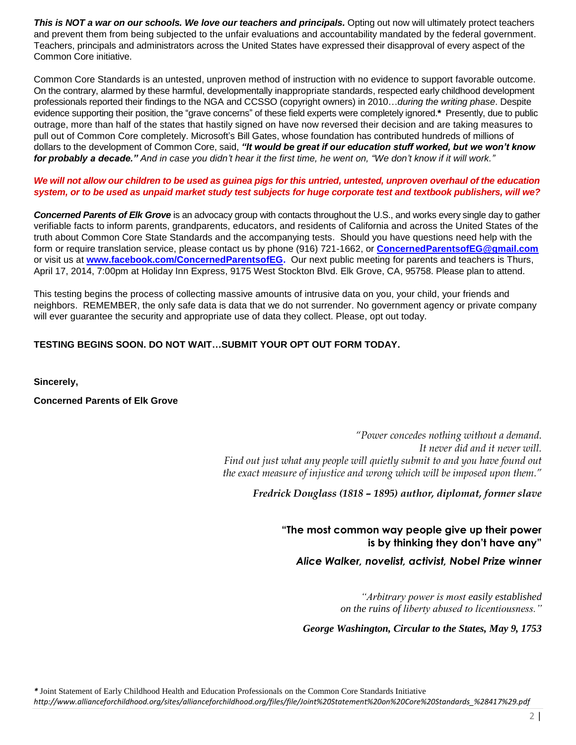***This is NOT a war on our schools. We love our teachers and principals.*** Opting out now will ultimately protect teachers and prevent them from being subjected to the unfair evaluations and accountability mandated by the federal government. Teachers, principals and administrators across the United States have expressed their disapproval of every aspect of the Common Core initiative.

Common Core Standards is an untested, unproven method of instruction with no evidence to support favorable outcome. On the contrary, alarmed by these harmful, developmentally inappropriate standards, respected early childhood development professionals reported their findings to the NGA and CCSSO (copyright owners) in 2010…*during the writing phase*. Despite evidence supporting their position, the "grave concerns" of these field experts were completely ignored.**\*** Presently, due to public outrage, more than half of the states that hastily signed on have now reversed their decision and are taking measures to pull out of Common Core completely. Microsoft's Bill Gates, whose foundation has contributed hundreds of millions of dollars to the development of Common Core, said, ***"It would be great if our education stuff worked, but we won't know for probably a decade."*** *And in case you didn't hear it the first time, he went on, "We don't know if it will work."*

***We will not allow our children to be used as guinea pigs for this untried, untested, unproven overhaul of the education system, or to be used as unpaid market study test subjects for huge corporate test and textbook publishers, will we?***

***Concerned Parents of Elk Grove*** is an advocacy group with contacts throughout the U.S., and works every single day to gather verifiable facts to inform parents, grandparents, educators, and residents of California and across the United States of the truth about Common Core State Standards and the accompanying tests. Should you have questions need help with the form or require translation service, please contact us by phone (916) 721-1662, or **ConcernedParentsofEG@gmail.com** or visit us at **www.facebook.com/ConcernedParentsofEG.** Our next public meeting for parents and teachers is Thurs, April 17, 2014, 7:00pm at Holiday Inn Express, 9175 West Stockton Blvd. Elk Grove, CA, 95758. Please plan to attend.

This testing begins the process of collecting massive amounts of intrusive data on you, your child, your friends and neighbors. REMEMBER, the only safe data is data that we do not surrender. No government agency or private company will ever guarantee the security and appropriate use of data they collect. Please, opt out today.

**TESTING BEGINS SOON. DO NOT WAIT…SUBMIT YOUR OPT OUT FORM TODAY.**

**Sincerely,**

**Concerned Parents of Elk Grove**

*"Power concedes nothing without a demand.*
*It never did and it never will.*
*Find out just what any people will quietly submit to and you have found out the exact measure of injustice and wrong which will be imposed upon them."*

***Fredrick Douglass (1818 – 1895) author, diplomat, former slave***

**"The most common way people give up their power is by thinking they don't have any"**

***Alice Walker, novelist, activist, Nobel Prize winner***

*"Arbitrary power is most easily established on the ruins of liberty abused to licentiousness."*

***George Washington, Circular to the States, May 9, 1753***

***\**** Joint Statement of Early Childhood Health and Education Professionals on the Common Core Standards Initiative
*http://www.allianceforchildhood.org/sites/allianceforchildhood.org/files/file/Joint%20Statement%20on%20Core%20Standards_%28417%29.pdf*